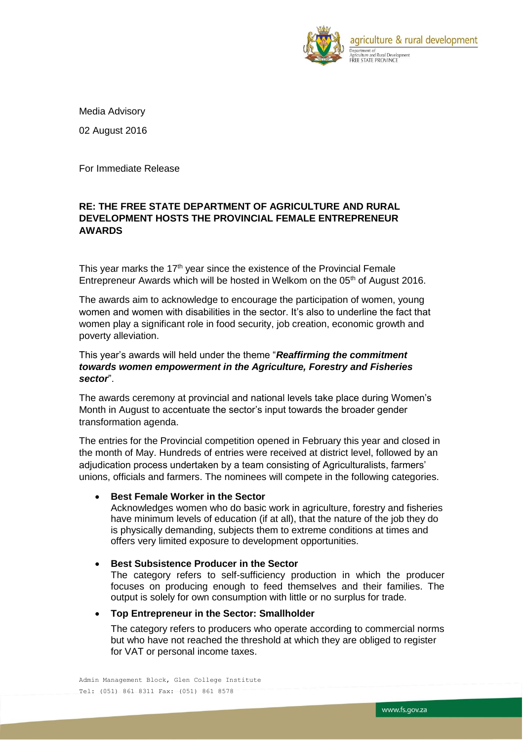Media Advisory

02 August 2016

For Immediate Release

**RE: THE FREE STATE DEPARTMENT OF AGRICULTURE AND RURAL DEVELOPMENT HOSTS THE PROVINCIAL FEMALE ENTREPRENEUR AWARDS**

This year marks the 17th year since the existence of the Provincial Female Entrepreneur Awards which will be hosted in Welkom on the 05th of August 2016.

The awards aim to acknowledge to encourage the participation of women, young women and women with disabilities in the sector. It's also to underline the fact that women play a significant role in food security, job creation, economic growth and poverty alleviation.

This year's awards will held under the theme "***Reaffirming the commitment towards women empowerment in the Agriculture, Forestry and Fisheries sector***".

The awards ceremony at provincial and national levels take place during Women's Month in August to accentuate the sector's input towards the broader gender transformation agenda.

The entries for the Provincial competition opened in February this year and closed in the month of May. Hundreds of entries were received at district level, followed by an adjudication process undertaken by a team consisting of Agriculturalists, farmers' unions, officials and farmers. The nominees will compete in the following categories.

- **Best Female Worker in the Sector**
  Acknowledges women who do basic work in agriculture, forestry and fisheries have minimum levels of education (if at all), that the nature of the job they do is physically demanding, subjects them to extreme conditions at times and offers very limited exposure to development opportunities.

- **Best Subsistence Producer in the Sector**
  The category refers to self-sufficiency production in which the producer focuses on producing enough to feed themselves and their families. The output is solely for own consumption with little or no surplus for trade.

- **Top Entrepreneur in the Sector: Smallholder**

  The category refers to producers who operate according to commercial norms but who have not reached the threshold at which they are obliged to register for VAT or personal income taxes.

Admin Management Block, Glen College Institute
Tel: (051) 861 8311 Fax: (051) 861 8578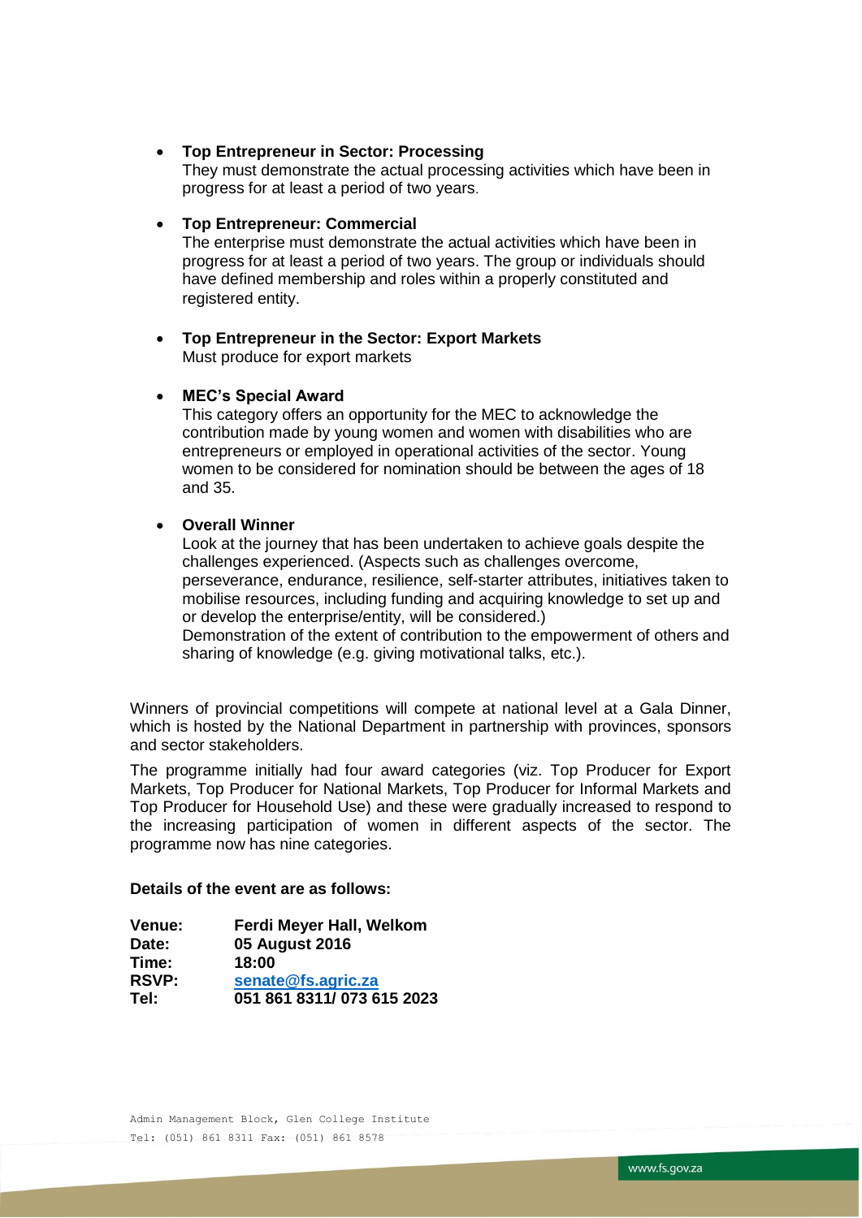- **Top Entrepreneur in Sector: Processing**
  They must demonstrate the actual processing activities which have been in progress for at least a period of two years.

- **Top Entrepreneur: Commercial**
  The enterprise must demonstrate the actual activities which have been in progress for at least a period of two years. The group or individuals should have defined membership and roles within a properly constituted and registered entity.

- **Top Entrepreneur in the Sector: Export Markets**
  Must produce for export markets

- **MEC's Special Award**
  This category offers an opportunity for the MEC to acknowledge the contribution made by young women and women with disabilities who are entrepreneurs or employed in operational activities of the sector. Young women to be considered for nomination should be between the ages of 18 and 35.

- **Overall Winner**
  Look at the journey that has been undertaken to achieve goals despite the challenges experienced. (Aspects such as challenges overcome, perseverance, endurance, resilience, self-starter attributes, initiatives taken to mobilise resources, including funding and acquiring knowledge to set up and or develop the enterprise/entity, will be considered.)
  Demonstration of the extent of contribution to the empowerment of others and sharing of knowledge (e.g. giving motivational talks, etc.).

Winners of provincial competitions will compete at national level at a Gala Dinner, which is hosted by the National Department in partnership with provinces, sponsors and sector stakeholders.

The programme initially had four award categories (viz. Top Producer for Export Markets, Top Producer for National Markets, Top Producer for Informal Markets and Top Producer for Household Use) and these were gradually increased to respond to the increasing participation of women in different aspects of the sector. The programme now has nine categories.

**Details of the event are as follows:**

| | |
|---|---|
| **Venue:** | **Ferdi Meyer Hall, Welkom** |
| **Date:** | **05 August 2016** |
| **Time:** | **18:00** |
| **RSVP:** | **senate@fs.agric.za** |
| **Tel:** | **051 861 8311/ 073 615 2023** |